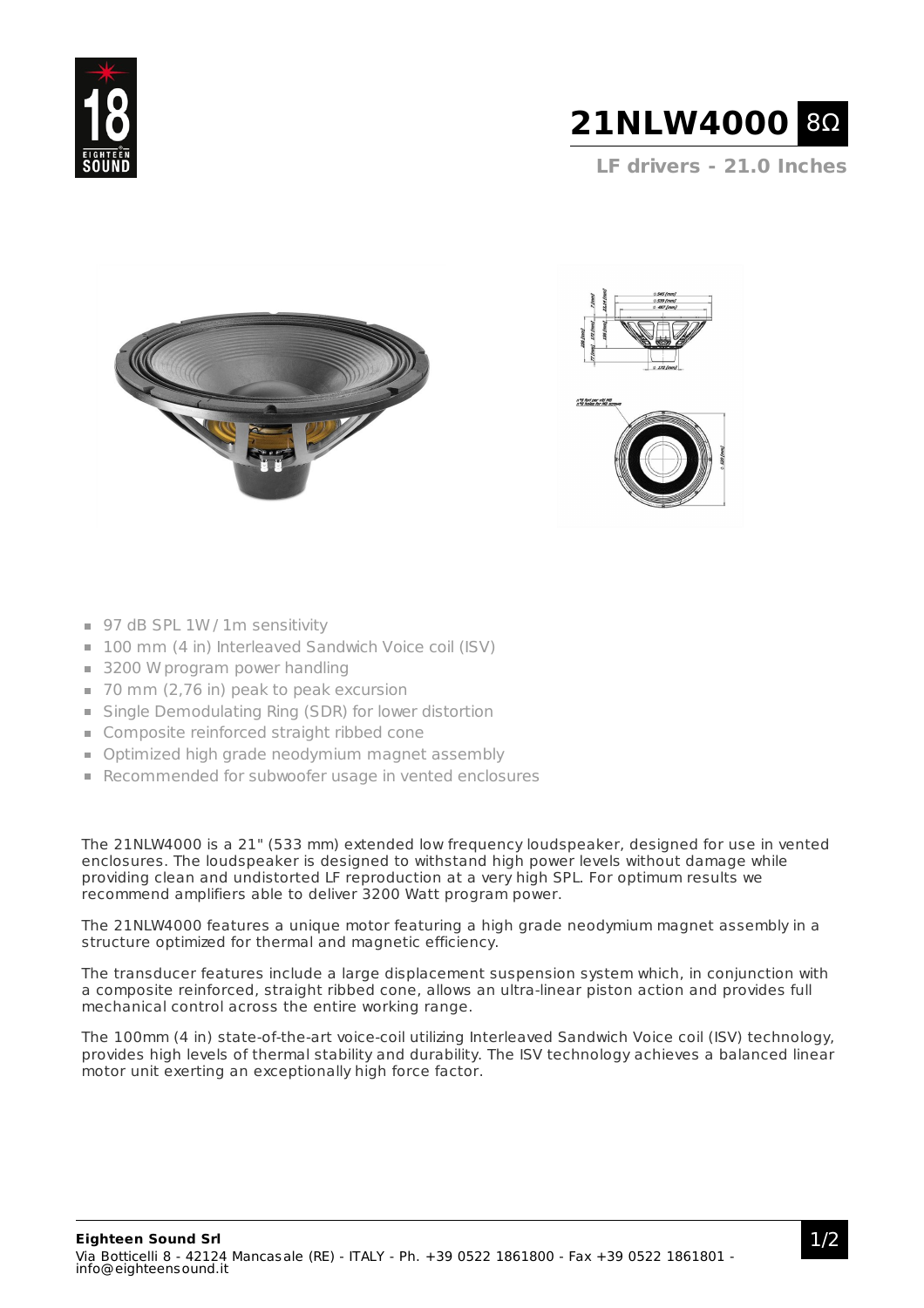# 21NLW4000 8Ω

**LF drivers - 21.0 Inches**

- 97 dB SPL 1W / 1m sensitivity
- 100 mm (4 in) Interleaved Sandwich Voice coil (ISV)
- 3200 W program power handling
- 70 mm (2,76 in) peak to peak excursion
- Single Demodulating Ring (SDR) for lower distortion
- Composite reinforced straight ribbed cone
- Optimized high grade neodymium magnet assembly
- Recommended for subwoofer usage in vented enclosures

The 21NLW4000 is a 21" (533 mm) extended low frequency loudspeaker, designed for use in vented enclosures. The loudspeaker is designed to withstand high power levels without damage while providing clean and undistorted LF reproduction at a very high SPL. For optimum results we recommend amplifiers able to deliver 3200 Watt program power.

The 21NLW4000 features a unique motor featuring a high grade neodymium magnet assembly in a structure optimized for thermal and magnetic efficiency.

The transducer features include a large displacement suspension system which, in conjunction with a composite reinforced, straight ribbed cone, allows an ultra-linear piston action and provides full mechanical control across the entire working range.

The 100mm (4 in) state-of-the-art voice-coil utilizing Interleaved Sandwich Voice coil (ISV) technology, provides high levels of thermal stability and durability. The ISV technology achieves a balanced linear motor unit exerting an exceptionally high force factor.

**Eighteen Sound Srl**
Via Botticelli 8 - 42124 Mancasale (RE) - ITALY - Ph. +39 0522 1861800 - Fax +39 0522 1861801 - info@eighteensound.it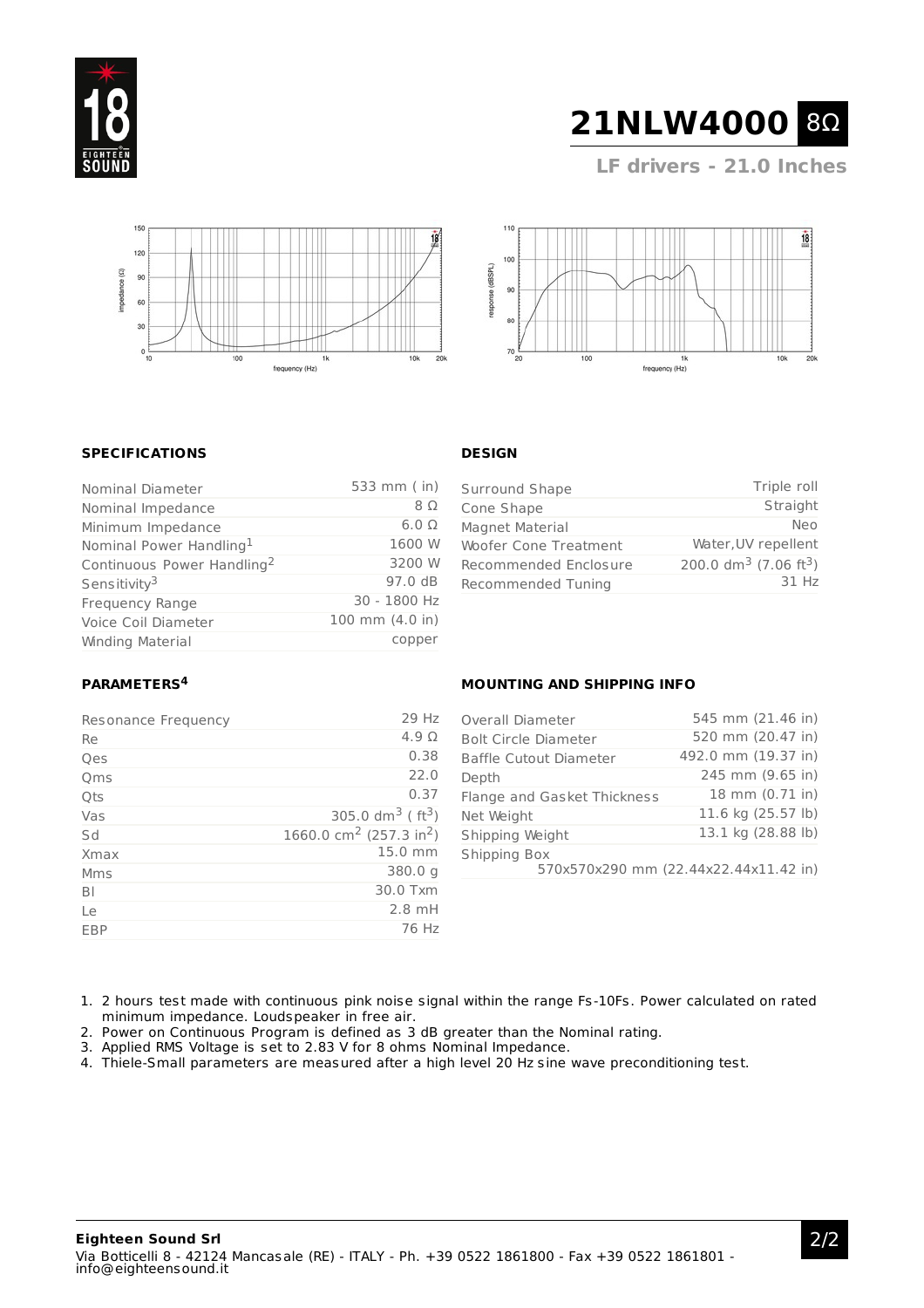# 21NLW4000 8Ω

## LF drivers - 21.0 Inches

150
120
90
60
30
0
impedance (Ω)
10
100
1k
10k
20k
frequency (Hz)

110
100
90
80
70
response (dBSPL)
20
100
1k
10k
20k
frequency (Hz)

### SPECIFICATIONS

| | |
|---|---|
| Nominal Diameter | 533 mm ( in) |
| Nominal Impedance | 8 Ω |
| Minimum Impedance | 6.0 Ω |
| Nominal Power Handling[1] | 1600 W |
| Continuous Power Handling[2] | 3200 W |
| Sensitivity[3] | 97.0 dB |
| Frequency Range | 30 - 1800 Hz |
| Voice Coil Diameter | 100 mm (4.0 in) |
| Winding Material | copper |

### DESIGN

| | |
|---|---|
| Surround Shape | Triple roll |
| Cone Shape | Straight |
| Magnet Material | Neo |
| Woofer Cone Treatment | Water,UV repellent |
| Recommended Enclosure | 200.0 $dm^3$ (7.06 $ft^3$) |
| Recommended Tuning | 31 Hz |

### PARAMETERS[4]

| | |
|---|---|
| Resonance Frequency | 29 Hz |
| Re | 4.9 Ω |
| Qes | 0.38 |
| Qms | 22.0 |
| Qts | 0.37 |
| Vas | 305.0 $dm^3$ ( $ft^3$) |
| Sd | 1660.0 $cm^2$ (257.3 $in^2$) |
| Xmax | 15.0 mm |
| Mms | 380.0 g |
| Bl | 30.0 Txm |
| Le | 2.8 mH |
| EBP | 76 Hz |

### MOUNTING AND SHIPPING INFO

| | |
|---|---|
| Overall Diameter | 545 mm (21.46 in) |
| Bolt Circle Diameter | 520 mm (20.47 in) |
| Baffle Cutout Diameter | 492.0 mm (19.37 in) |
| Depth | 245 mm (9.65 in) |
| Flange and Gasket Thickness | 18 mm (0.71 in) |
| Net Weight | 11.6 kg (25.57 lb) |
| Shipping Weight | 13.1 kg (28.88 lb) |
| Shipping Box | 570x570x290 mm (22.44x22.44x11.42 in) |

1. 2 hours test made with continuous pink noise signal within the range Fs-10Fs. Power calculated on rated minimum impedance. Loudspeaker in free air.
2. Power on Continuous Program is defined as 3 dB greater than the Nominal rating.
3. Applied RMS Voltage is set to 2.83 V for 8 ohms Nominal Impedance.
4. Thiele-Small parameters are measured after a high level 20 Hz sine wave preconditioning test.

**Eighteen Sound Srl**
Via Botticelli 8 - 42124 Mancasale (RE) - ITALY - Ph. +39 0522 1861800 - Fax +39 0522 1861801 - info@eighteensound.it